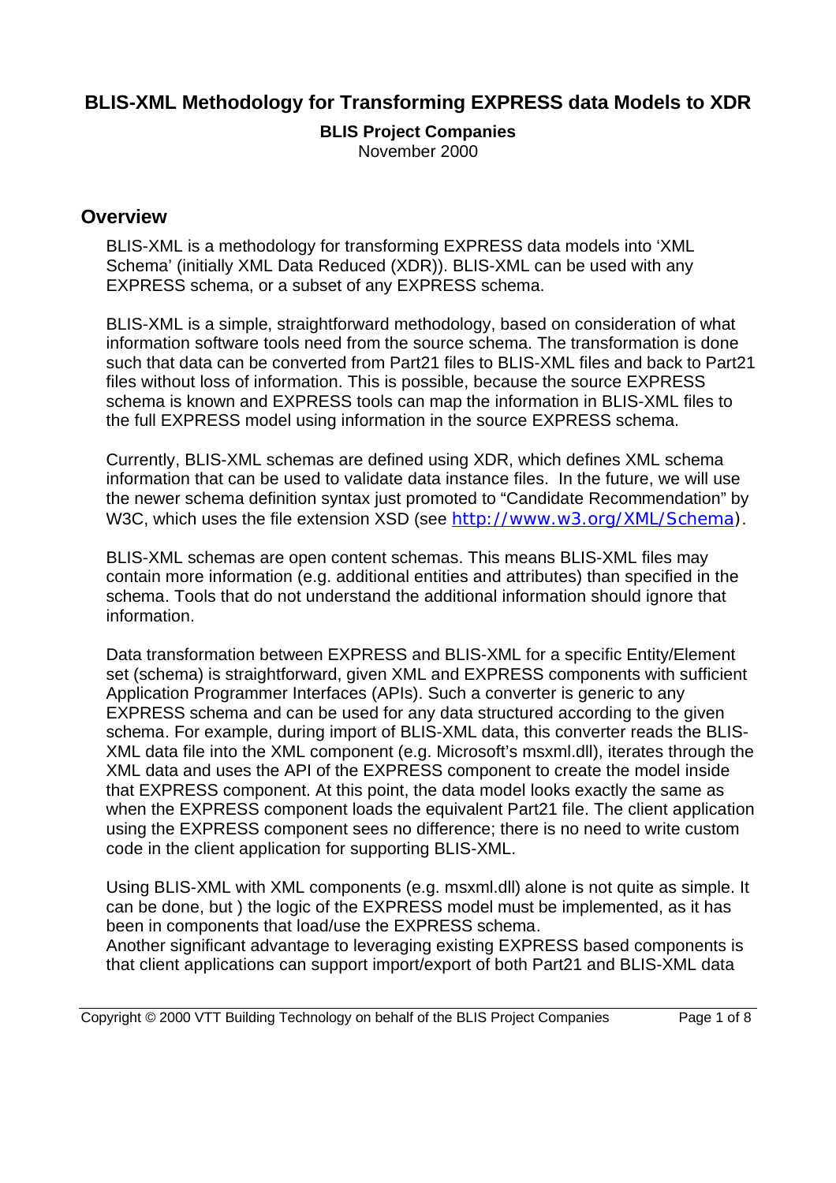# BLIS-XML Methodology for Transforming EXPRESS data Models to XDR

**BLIS Project Companies**
November 2000

## Overview

BLIS-XML is a methodology for transforming EXPRESS data models into 'XML Schema' (initially XML Data Reduced (XDR)). BLIS-XML can be used with any EXPRESS schema, or a subset of any EXPRESS schema.

BLIS-XML is a simple, straightforward methodology, based on consideration of what information software tools need from the source schema. The transformation is done such that data can be converted from Part21 files to BLIS-XML files and back to Part21 files without loss of information. This is possible, because the source EXPRESS schema is known and EXPRESS tools can map the information in BLIS-XML files to the full EXPRESS model using information in the source EXPRESS schema.

Currently, BLIS-XML schemas are defined using XDR, which defines XML schema information that can be used to validate data instance files. In the future, we will use the newer schema definition syntax just promoted to "Candidate Recommendation" by W3C, which uses the file extension XSD (see http://www.w3.org/XML/Schema).

BLIS-XML schemas are open content schemas. This means BLIS-XML files may contain more information (e.g. additional entities and attributes) than specified in the schema. Tools that do not understand the additional information should ignore that information.

Data transformation between EXPRESS and BLIS-XML for a specific Entity/Element set (schema) is straightforward, given XML and EXPRESS components with sufficient Application Programmer Interfaces (APIs). Such a converter is generic to any EXPRESS schema and can be used for any data structured according to the given schema. For example, during import of BLIS-XML data, this converter reads the BLIS-XML data file into the XML component (e.g. Microsoft's msxml.dll), iterates through the XML data and uses the API of the EXPRESS component to create the model inside that EXPRESS component. At this point, the data model looks exactly the same as when the EXPRESS component loads the equivalent Part21 file. The client application using the EXPRESS component sees no difference; there is no need to write custom code in the client application for supporting BLIS-XML.

Using BLIS-XML with XML components (e.g. msxml.dll) alone is not quite as simple. It can be done, but ) the logic of the EXPRESS model must be implemented, as it has been in components that load/use the EXPRESS schema.
Another significant advantage to leveraging existing EXPRESS based components is that client applications can support import/export of both Part21 and BLIS-XML data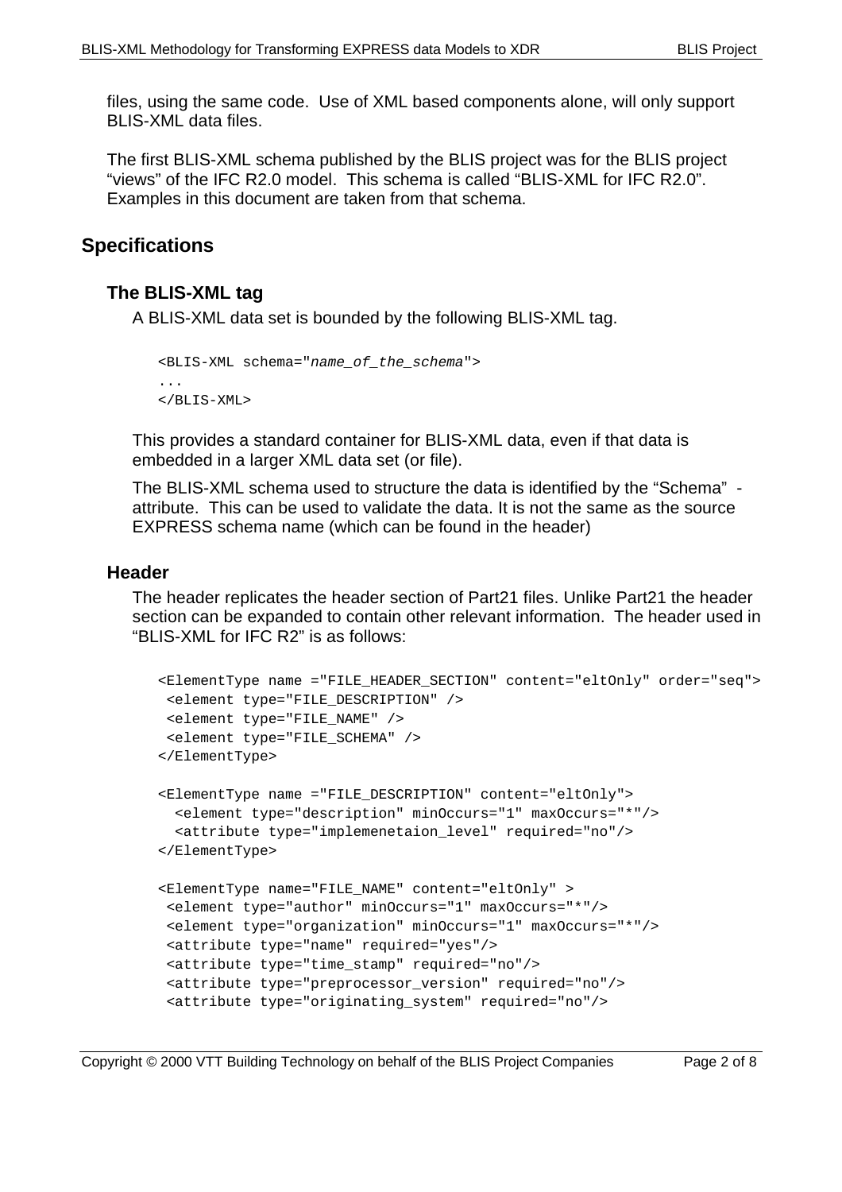files, using the same code. Use of XML based components alone, will only support BLIS-XML data files.

The first BLIS-XML schema published by the BLIS project was for the BLIS project "views" of the IFC R2.0 model. This schema is called "BLIS-XML for IFC R2.0". Examples in this document are taken from that schema.

## Specifications

### The BLIS-XML tag

A BLIS-XML data set is bounded by the following BLIS-XML tag.

```
<BLIS-XML schema="name_of_the_schema">
...
</BLIS-XML>
```

This provides a standard container for BLIS-XML data, even if that data is embedded in a larger XML data set (or file).

The BLIS-XML schema used to structure the data is identified by the "Schema" - attribute. This can be used to validate the data. It is not the same as the source EXPRESS schema name (which can be found in the header)

### Header

The header replicates the header section of Part21 files. Unlike Part21 the header section can be expanded to contain other relevant information. The header used in "BLIS-XML for IFC R2" is as follows:

```
<ElementType name ="FILE_HEADER_SECTION" content="eltOnly" order="seq">
 <element type="FILE_DESCRIPTION" />
 <element type="FILE_NAME" />
 <element type="FILE_SCHEMA" />
</ElementType>

<ElementType name ="FILE_DESCRIPTION" content="eltOnly">
  <element type="description" minOccurs="1" maxOccurs="*"/>
  <attribute type="implemenetaion_level" required="no"/>
</ElementType>

<ElementType name="FILE_NAME" content="eltOnly" >
 <element type="author" minOccurs="1" maxOccurs="*"/>
 <element type="organization" minOccurs="1" maxOccurs="*"/>
 <attribute type="name" required="yes"/>
 <attribute type="time_stamp" required="no"/>
 <attribute type="preprocessor_version" required="no"/>
 <attribute type="originating_system" required="no"/>
```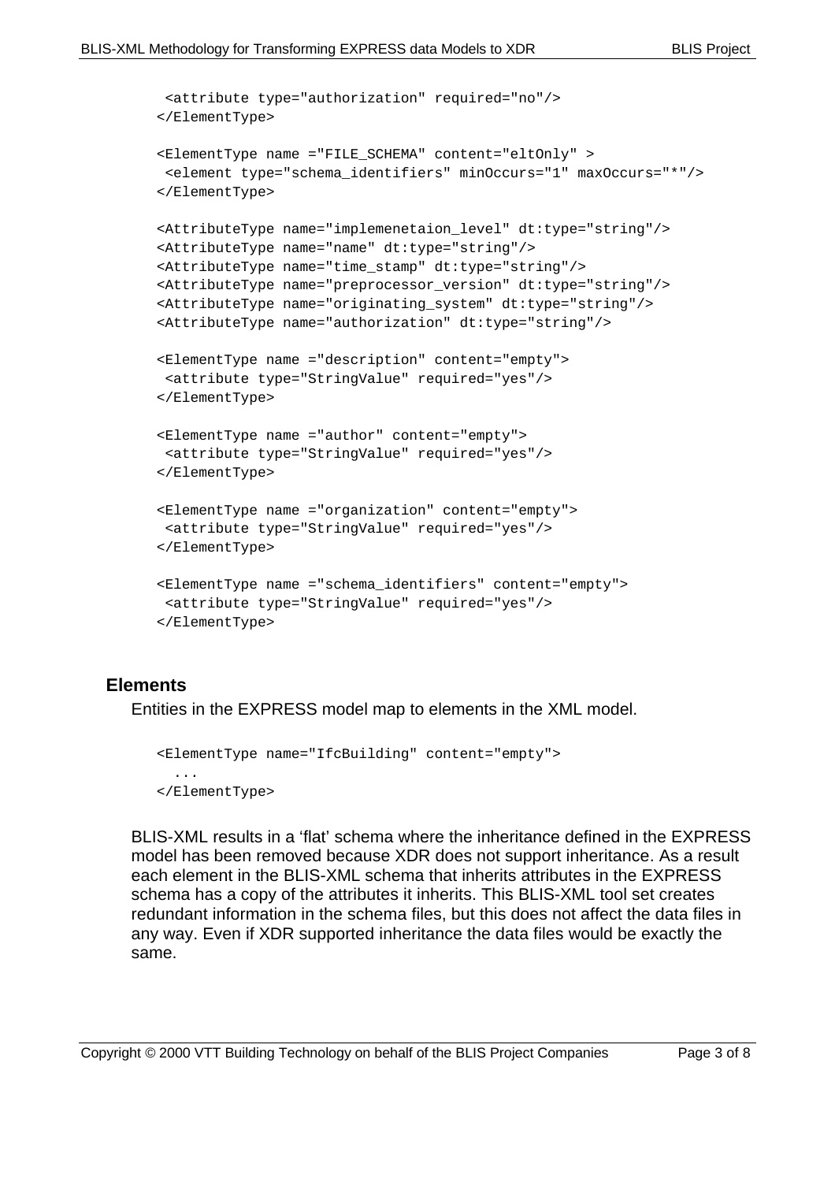```
 <attribute type="authorization" required="no"/>
</ElementType>

<ElementType name ="FILE_SCHEMA" content="eltOnly" >
 <element type="schema_identifiers" minOccurs="1" maxOccurs="*"/>
</ElementType>

<AttributeType name="implemenetaion_level" dt:type="string"/>
<AttributeType name="name" dt:type="string"/>
<AttributeType name="time_stamp" dt:type="string"/>
<AttributeType name="preprocessor_version" dt:type="string"/>
<AttributeType name="originating_system" dt:type="string"/>
<AttributeType name="authorization" dt:type="string"/>

<ElementType name ="description" content="empty">
 <attribute type="StringValue" required="yes"/>
</ElementType>

<ElementType name ="author" content="empty">
 <attribute type="StringValue" required="yes"/>
</ElementType>

<ElementType name ="organization" content="empty">
 <attribute type="StringValue" required="yes"/>
</ElementType>

<ElementType name ="schema_identifiers" content="empty">
 <attribute type="StringValue" required="yes"/>
</ElementType>
```

### Elements

Entities in the EXPRESS model map to elements in the XML model.

```
<ElementType name="IfcBuilding" content="empty">
  ...
</ElementType>
```

BLIS-XML results in a 'flat' schema where the inheritance defined in the EXPRESS model has been removed because XDR does not support inheritance. As a result each element in the BLIS-XML schema that inherits attributes in the EXPRESS schema has a copy of the attributes it inherits. This BLIS-XML tool set creates redundant information in the schema files, but this does not affect the data files in any way. Even if XDR supported inheritance the data files would be exactly the same.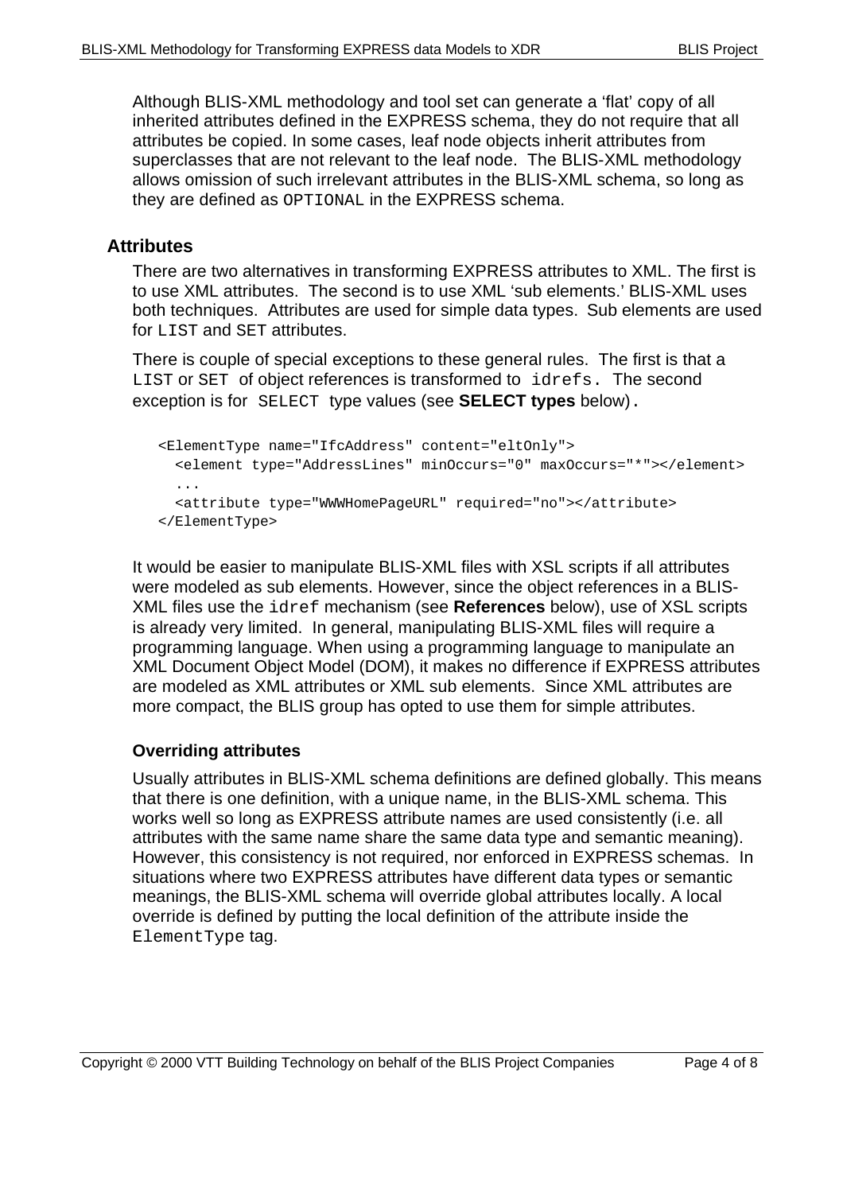Although BLIS-XML methodology and tool set can generate a 'flat' copy of all inherited attributes defined in the EXPRESS schema, they do not require that all attributes be copied. In some cases, leaf node objects inherit attributes from superclasses that are not relevant to the leaf node. The BLIS-XML methodology allows omission of such irrelevant attributes in the BLIS-XML schema, so long as they are defined as `OPTIONAL` in the EXPRESS schema.

## Attributes

There are two alternatives in transforming EXPRESS attributes to XML. The first is to use XML attributes. The second is to use XML 'sub elements.' BLIS-XML uses both techniques. Attributes are used for simple data types. Sub elements are used for `LIST` and `SET` attributes.

There is couple of special exceptions to these general rules. The first is that a `LIST` or `SET` of object references is transformed to `idrefs.` The second exception is for `SELECT` type values (see **SELECT types** below).

```
<ElementType name="IfcAddress" content="eltOnly">
  <element type="AddressLines" minOccurs="0" maxOccurs="*"></element>
  ...
  <attribute type="WWWHomePageURL" required="no"></attribute>
</ElementType>
```

It would be easier to manipulate BLIS-XML files with XSL scripts if all attributes were modeled as sub elements. However, since the object references in a BLIS-XML files use the `idref` mechanism (see **References** below), use of XSL scripts is already very limited. In general, manipulating BLIS-XML files will require a programming language. When using a programming language to manipulate an XML Document Object Model (DOM), it makes no difference if EXPRESS attributes are modeled as XML attributes or XML sub elements. Since XML attributes are more compact, the BLIS group has opted to use them for simple attributes.

### Overriding attributes

Usually attributes in BLIS-XML schema definitions are defined globally. This means that there is one definition, with a unique name, in the BLIS-XML schema. This works well so long as EXPRESS attribute names are used consistently (i.e. all attributes with the same name share the same data type and semantic meaning). However, this consistency is not required, nor enforced in EXPRESS schemas. In situations where two EXPRESS attributes have different data types or semantic meanings, the BLIS-XML schema will override global attributes locally. A local override is defined by putting the local definition of the attribute inside the `ElementType` tag.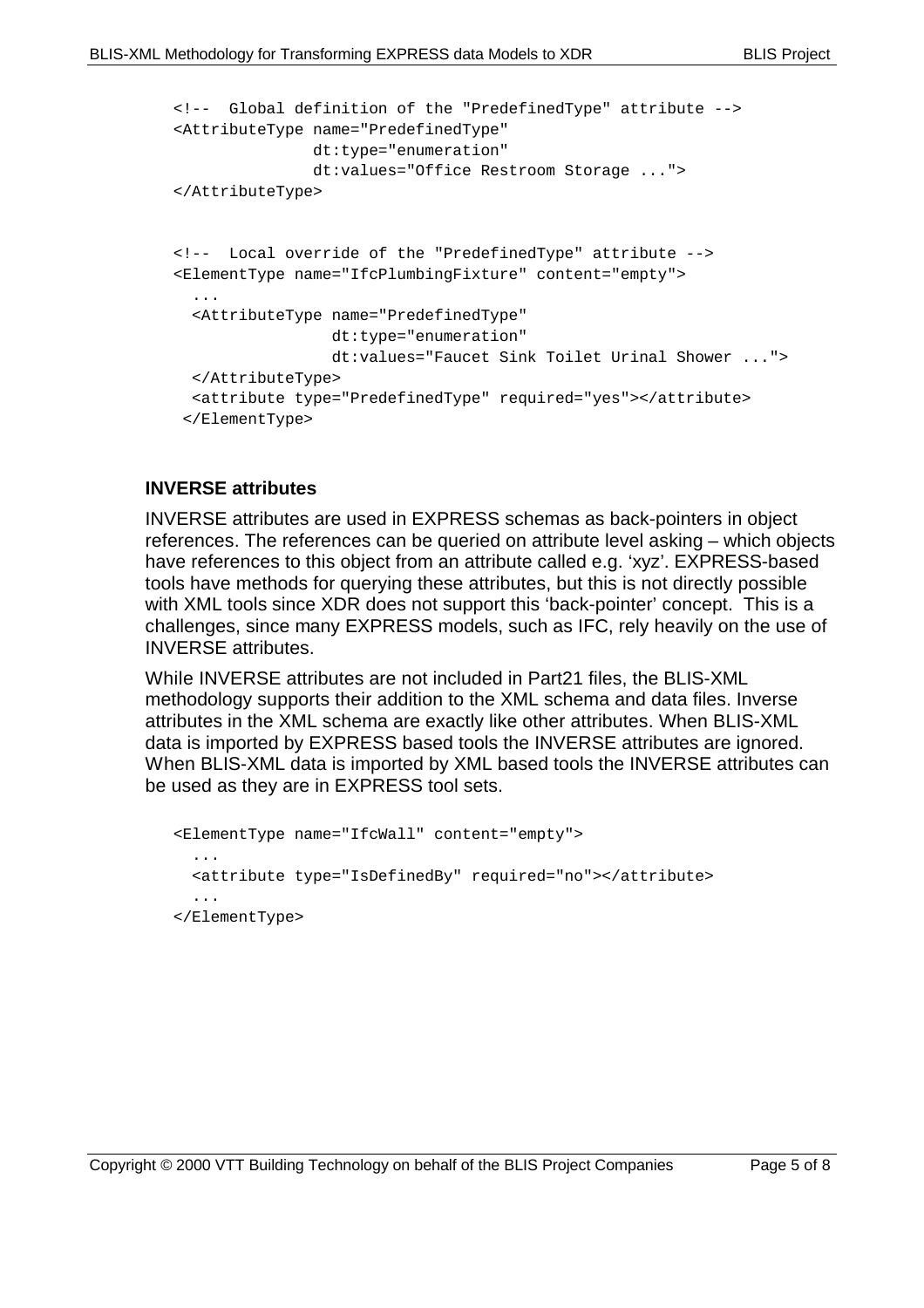```
<!--  Global definition of the "PredefinedType" attribute -->
<AttributeType name="PredefinedType"
               dt:type="enumeration"
               dt:values="Office Restroom Storage ...">
</AttributeType>


<!--  Local override of the "PredefinedType" attribute -->
<ElementType name="IfcPlumbingFixture" content="empty">
  ...
  <AttributeType name="PredefinedType"
                 dt:type="enumeration"
                 dt:values="Faucet Sink Toilet Urinal Shower ...">
  </AttributeType>
  <attribute type="PredefinedType" required="yes"></attribute>
 </ElementType>
```

#### INVERSE attributes

INVERSE attributes are used in EXPRESS schemas as back-pointers in object references. The references can be queried on attribute level asking – which objects have references to this object from an attribute called e.g. 'xyz'. EXPRESS-based tools have methods for querying these attributes, but this is not directly possible with XML tools since XDR does not support this 'back-pointer' concept. This is a challenges, since many EXPRESS models, such as IFC, rely heavily on the use of INVERSE attributes.

While INVERSE attributes are not included in Part21 files, the BLIS-XML methodology supports their addition to the XML schema and data files. Inverse attributes in the XML schema are exactly like other attributes. When BLIS-XML data is imported by EXPRESS based tools the INVERSE attributes are ignored. When BLIS-XML data is imported by XML based tools the INVERSE attributes can be used as they are in EXPRESS tool sets.

```
<ElementType name="IfcWall" content="empty">
  ...
  <attribute type="IsDefinedBy" required="no"></attribute>
  ...
</ElementType>
```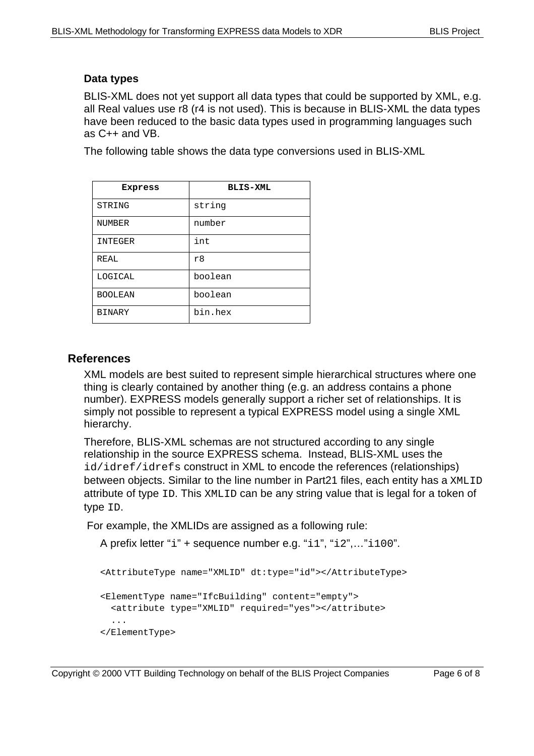### Data types

BLIS-XML does not yet support all data types that could be supported by XML, e.g. all Real values use r8 (r4 is not used). This is because in BLIS-XML the data types have been reduced to the basic data types used in programming languages such as C++ and VB.

The following table shows the data type conversions used in BLIS-XML

| Express | BLIS-XML |
|---|---|
| STRING | string |
| NUMBER | number |
| INTEGER | int |
| REAL | r8 |
| LOGICAL | boolean |
| BOOLEAN | boolean |
| BINARY | bin.hex |

## References

XML models are best suited to represent simple hierarchical structures where one thing is clearly contained by another thing (e.g. an address contains a phone number). EXPRESS models generally support a richer set of relationships. It is simply not possible to represent a typical EXPRESS model using a single XML hierarchy.

Therefore, BLIS-XML schemas are not structured according to any single relationship in the source EXPRESS schema. Instead, BLIS-XML uses the `id/idref/idrefs` construct in XML to encode the references (relationships) between objects. Similar to the line number in Part21 files, each entity has a `XMLID` attribute of type `ID`. This `XMLID` can be any string value that is legal for a token of type `ID`.

For example, the XMLIDs are assigned as a following rule:

A prefix letter "`i`" + sequence number e.g. "`i1`", "`i2`",…"`i100`".

```
<AttributeType name="XMLID" dt:type="id"></AttributeType>

<ElementType name="IfcBuilding" content="empty">
  <attribute type="XMLID" required="yes"></attribute>
  ...
</ElementType>
```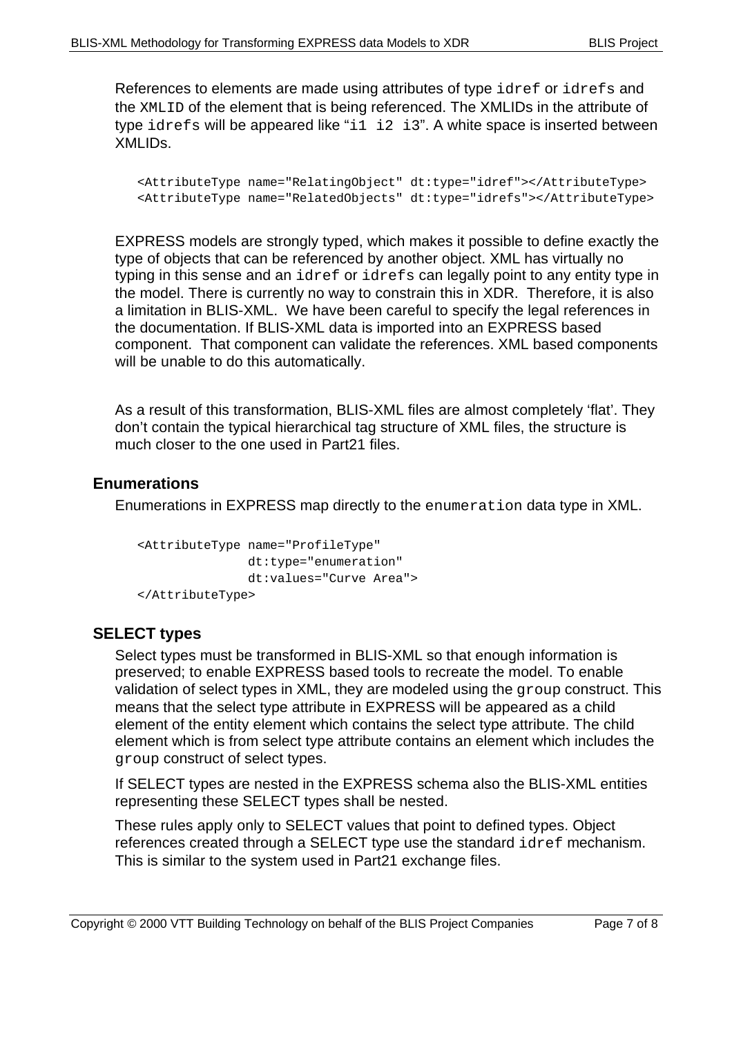References to elements are made using attributes of type `idref` or `idrefs` and the `XMLID` of the element that is being referenced. The XMLIDs in the attribute of type `idrefs` will be appeared like "`i1 i2 i3`". A white space is inserted between XMLIDs.

```
<AttributeType name="RelatingObject" dt:type="idref"></AttributeType>
<AttributeType name="RelatedObjects" dt:type="idrefs"></AttributeType>
```

EXPRESS models are strongly typed, which makes it possible to define exactly the type of objects that can be referenced by another object. XML has virtually no typing in this sense and an `idref` or `idrefs` can legally point to any entity type in the model. There is currently no way to constrain this in XDR. Therefore, it is also a limitation in BLIS-XML. We have been careful to specify the legal references in the documentation. If BLIS-XML data is imported into an EXPRESS based component. That component can validate the references. XML based components will be unable to do this automatically.

As a result of this transformation, BLIS-XML files are almost completely 'flat'. They don't contain the typical hierarchical tag structure of XML files, the structure is much closer to the one used in Part21 files.

## Enumerations

Enumerations in EXPRESS map directly to the `enumeration` data type in XML.

```
<AttributeType name="ProfileType"
               dt:type="enumeration"
               dt:values="Curve Area">
</AttributeType>
```

## SELECT types

Select types must be transformed in BLIS-XML so that enough information is preserved; to enable EXPRESS based tools to recreate the model. To enable validation of select types in XML, they are modeled using the `group` construct. This means that the select type attribute in EXPRESS will be appeared as a child element of the entity element which contains the select type attribute. The child element which is from select type attribute contains an element which includes the `group` construct of select types.

If SELECT types are nested in the EXPRESS schema also the BLIS-XML entities representing these SELECT types shall be nested.

These rules apply only to SELECT values that point to defined types. Object references created through a SELECT type use the standard `idref` mechanism. This is similar to the system used in Part21 exchange files.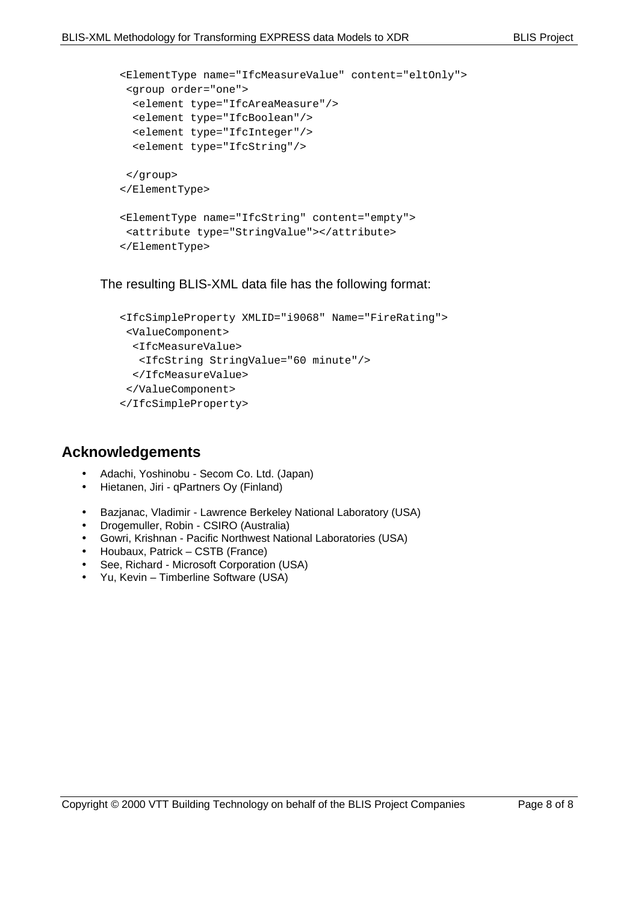```
<ElementType name="IfcMeasureValue" content="eltOnly">
 <group order="one">
  <element type="IfcAreaMeasure"/>
  <element type="IfcBoolean"/>
  <element type="IfcInteger"/>
  <element type="IfcString"/>

 </group>
</ElementType>

<ElementType name="IfcString" content="empty">
 <attribute type="StringValue"></attribute>
</ElementType>
```

The resulting BLIS-XML data file has the following format:

```
<IfcSimpleProperty XMLID="i9068" Name="FireRating">
 <ValueComponent>
  <IfcMeasureValue>
   <IfcString StringValue="60 minute"/>
  </IfcMeasureValue>
 </ValueComponent>
</IfcSimpleProperty>
```

## Acknowledgements

- Adachi, Yoshinobu - Secom Co. Ltd. (Japan)
- Hietanen, Jiri - qPartners Oy (Finland)

- Bazjanac, Vladimir - Lawrence Berkeley National Laboratory (USA)
- Drogemuller, Robin - CSIRO (Australia)
- Gowri, Krishnan - Pacific Northwest National Laboratories (USA)
- Houbaux, Patrick – CSTB (France)
- See, Richard - Microsoft Corporation (USA)
- Yu, Kevin – Timberline Software (USA)